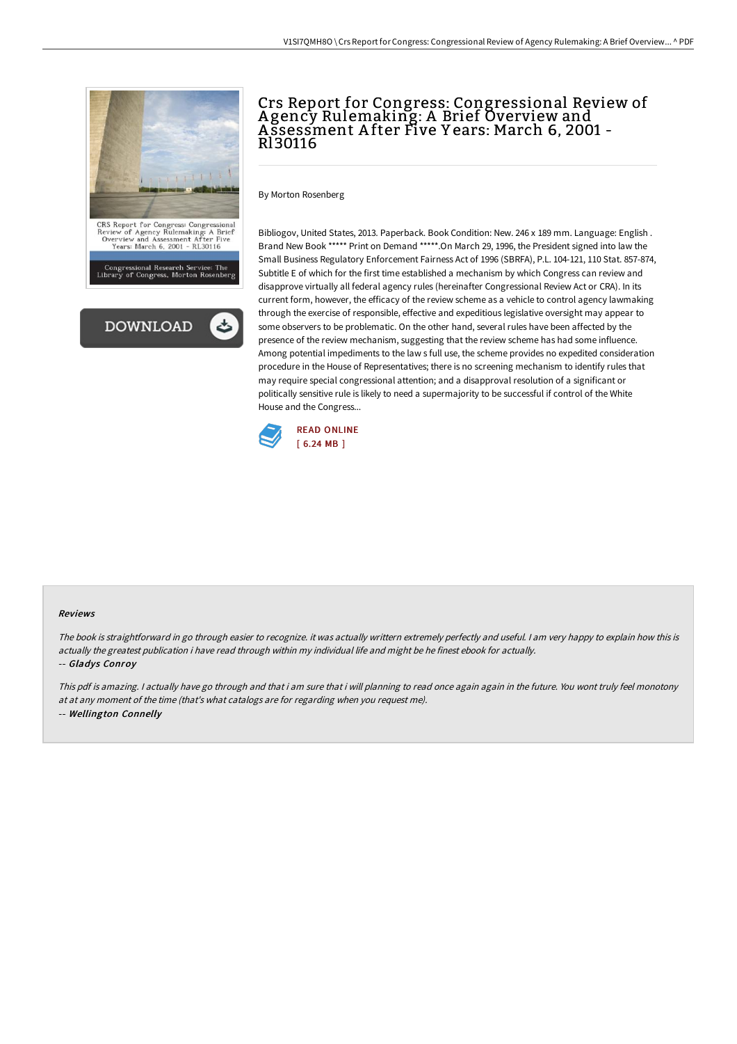# Crs Report for Congress: Congressional Review of Agency Rulemaking: A Brief Overview and Assessment After Five Years: March 6, 2001 - Rl30116

By Morton Rosenberg

Bibliogov, United States, 2013. Paperback. Book Condition: New. 246 x 189 mm. Language: English . Brand New Book ***** Print on Demand *****.On March 29, 1996, the President signed into law the Small Business Regulatory Enforcement Fairness Act of 1996 (SBRFA), P.L. 104-121, 110 Stat. 857-874, Subtitle E of which for the first time established a mechanism by which Congress can review and disapprove virtually all federal agency rules (hereinafter Congressional Review Act or CRA). In its current form, however, the efficacy of the review scheme as a vehicle to control agency lawmaking through the exercise of responsible, effective and expeditious legislative oversight may appear to some observers to be problematic. On the other hand, several rules have been affected by the presence of the review mechanism, suggesting that the review scheme has had some influence. Among potential impediments to the law s full use, the scheme provides no expedited consideration procedure in the House of Representatives; there is no screening mechanism to identify rules that may require special congressional attention; and a disapproval resolution of a significant or politically sensitive rule is likely to need a supermajority to be successful if control of the White House and the Congress...

READ ONLINE
[ 6.24 MB ]

#### Reviews

*The book is straightforward in go through easier to recognize. it was actually writtern extremely perfectly and useful. I am very happy to explain how this is actually the greatest publication i have read through within my individual life and might be he finest ebook for actually.*

-- ***Gladys Conroy***

*This pdf is amazing. I actually have go through and that i am sure that i will planning to read once again again in the future. You wont truly feel monotony at at any moment of the time (that's what catalogs are for regarding when you request me).*

-- ***Wellington Connelly***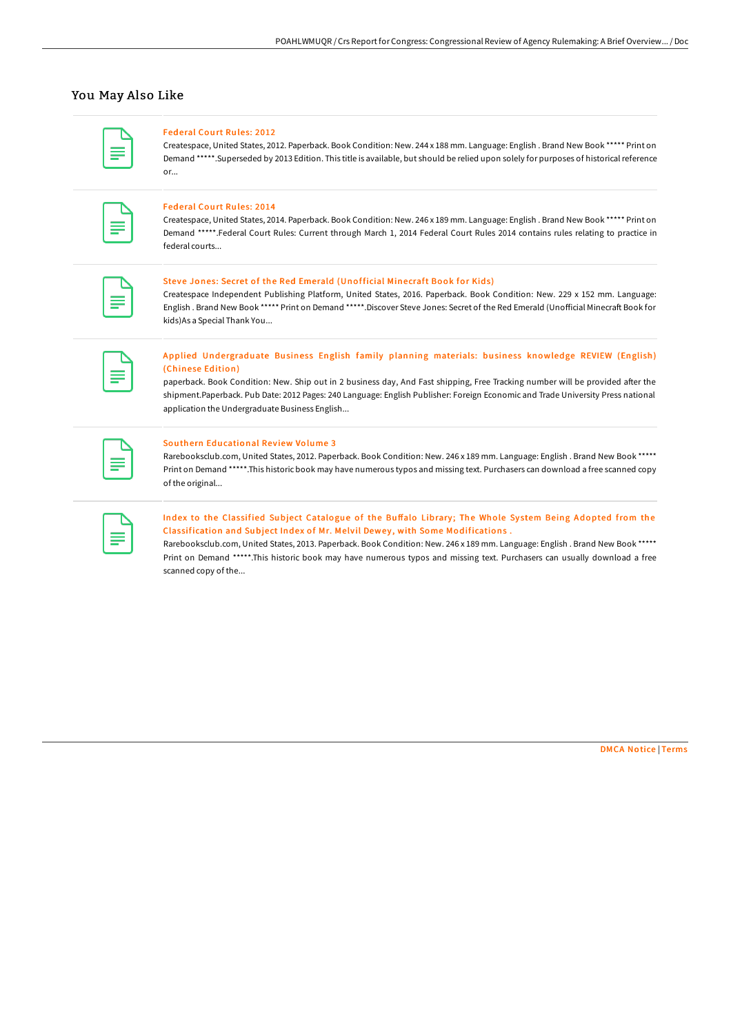## You May Also Like

### Federal Court Rules: 2012

Createspace, United States, 2012. Paperback. Book Condition: New. 244 x 188 mm. Language: English . Brand New Book ***** Print on Demand *****.Superseded by 2013 Edition. This title is available, but should be relied upon solely for purposes of historical reference or...

### Federal Court Rules: 2014

Createspace, United States, 2014. Paperback. Book Condition: New. 246 x 189 mm. Language: English . Brand New Book ***** Print on Demand *****.Federal Court Rules: Current through March 1, 2014 Federal Court Rules 2014 contains rules relating to practice in federal courts...

### Steve Jones: Secret of the Red Emerald (Unofficial Minecraft Book for Kids)

Createspace Independent Publishing Platform, United States, 2016. Paperback. Book Condition: New. 229 x 152 mm. Language: English . Brand New Book ***** Print on Demand *****.Discover Steve Jones: Secret of the Red Emerald (Unofficial Minecraft Book for kids)As a Special Thank You...

### Applied Undergraduate Business English family planning materials: business knowledge REVIEW (English)(Chinese Edition)

paperback. Book Condition: New. Ship out in 2 business day, And Fast shipping, Free Tracking number will be provided after the shipment.Paperback. Pub Date: 2012 Pages: 240 Language: English Publisher: Foreign Economic and Trade University Press national application the Undergraduate Business English...

### Southern Educational Review Volume 3

Rarebooksclub.com, United States, 2012. Paperback. Book Condition: New. 246 x 189 mm. Language: English . Brand New Book ***** Print on Demand *****.This historic book may have numerous typos and missing text. Purchasers can download a free scanned copy of the original...

### Index to the Classified Subject Catalogue of the Buffalo Library; The Whole System Being Adopted from the Classification and Subject Index of Mr. Melvil Dewey, with Some Modifications .

Rarebooksclub.com, United States, 2013. Paperback. Book Condition: New. 246 x 189 mm. Language: English . Brand New Book ***** Print on Demand *****.This historic book may have numerous typos and missing text. Purchasers can usually download a free scanned copy of the...